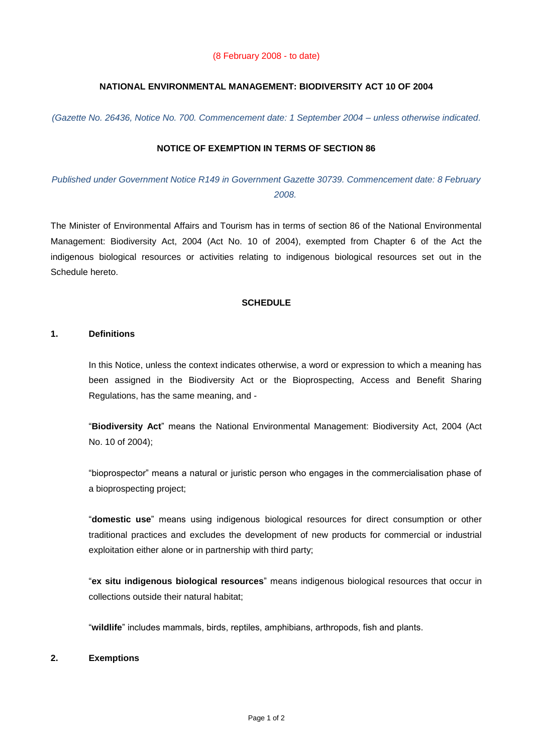(8 February 2008 - to date)

# NATIONAL ENVIRONMENTAL MANAGEMENT: BIODIVERSITY ACT 10 OF 2004

*(Gazette No. 26436, Notice No. 700. Commencement date: 1 September 2004 – unless otherwise indicated.*

## NOTICE OF EXEMPTION IN TERMS OF SECTION 86

*Published under Government Notice R149 in Government Gazette 30739. Commencement date: 8 February 2008.*

The Minister of Environmental Affairs and Tourism has in terms of section 86 of the National Environmental Management: Biodiversity Act, 2004 (Act No. 10 of 2004), exempted from Chapter 6 of the Act the indigenous biological resources or activities relating to indigenous biological resources set out in the Schedule hereto.

## SCHEDULE

### 1. Definitions

In this Notice, unless the context indicates otherwise, a word or expression to which a meaning has been assigned in the Biodiversity Act or the Bioprospecting, Access and Benefit Sharing Regulations, has the same meaning, and -

"**Biodiversity Act**" means the National Environmental Management: Biodiversity Act, 2004 (Act No. 10 of 2004);

"bioprospector" means a natural or juristic person who engages in the commercialisation phase of a bioprospecting project;

"**domestic use**" means using indigenous biological resources for direct consumption or other traditional practices and excludes the development of new products for commercial or industrial exploitation either alone or in partnership with third party;

"**ex situ indigenous biological resources**" means indigenous biological resources that occur in collections outside their natural habitat;

"**wildlife**" includes mammals, birds, reptiles, amphibians, arthropods, fish and plants.

### 2. Exemptions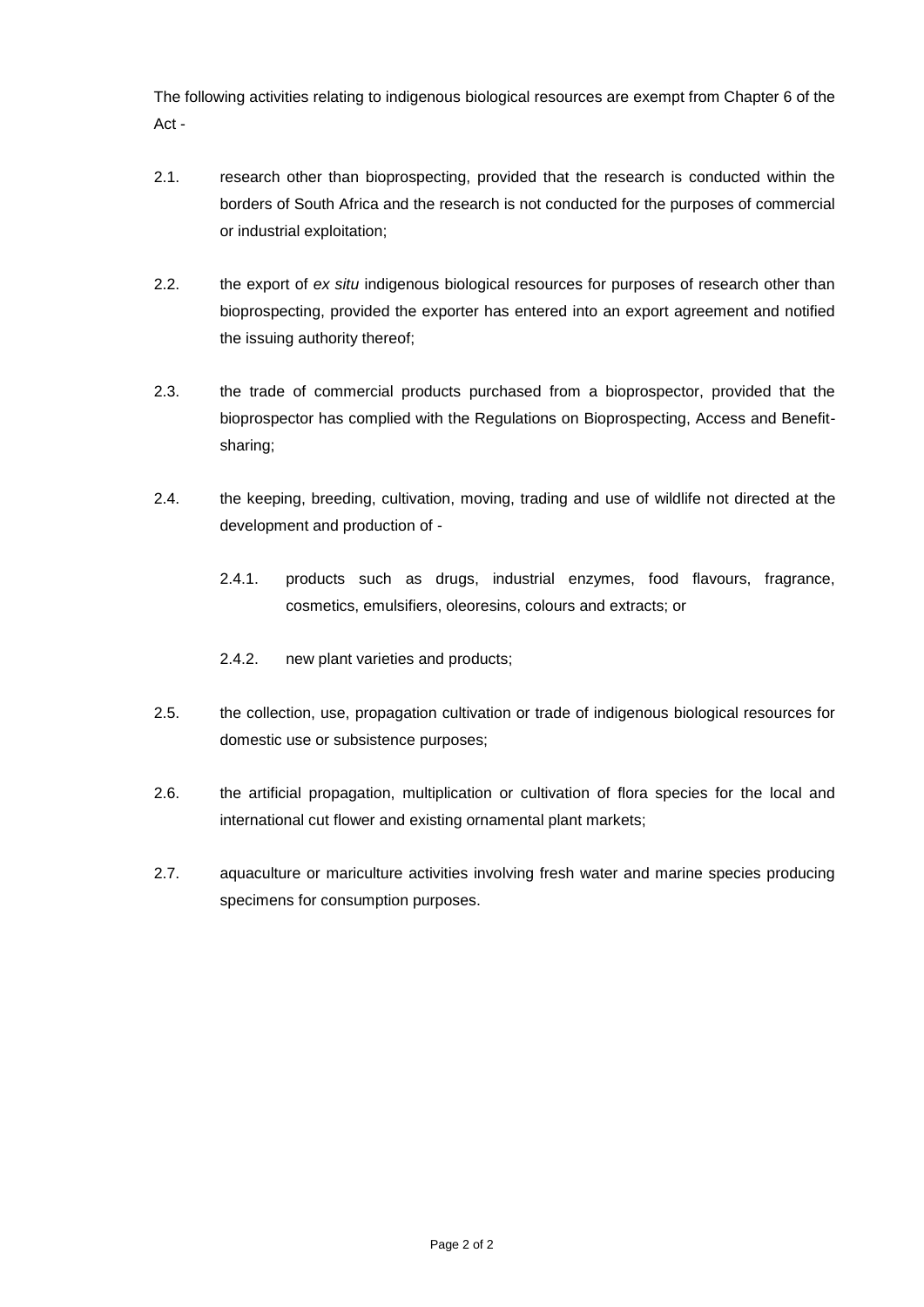The following activities relating to indigenous biological resources are exempt from Chapter 6 of the Act -

2.1. research other than bioprospecting, provided that the research is conducted within the borders of South Africa and the research is not conducted for the purposes of commercial or industrial exploitation;

2.2. the export of *ex situ* indigenous biological resources for purposes of research other than bioprospecting, provided the exporter has entered into an export agreement and notified the issuing authority thereof;

2.3. the trade of commercial products purchased from a bioprospector, provided that the bioprospector has complied with the Regulations on Bioprospecting, Access and Benefit-sharing;

2.4. the keeping, breeding, cultivation, moving, trading and use of wildlife not directed at the development and production of -

   2.4.1. products such as drugs, industrial enzymes, food flavours, fragrance, cosmetics, emulsifiers, oleoresins, colours and extracts; or

   2.4.2. new plant varieties and products;

2.5. the collection, use, propagation cultivation or trade of indigenous biological resources for domestic use or subsistence purposes;

2.6. the artificial propagation, multiplication or cultivation of flora species for the local and international cut flower and existing ornamental plant markets;

2.7. aquaculture or mariculture activities involving fresh water and marine species producing specimens for consumption purposes.